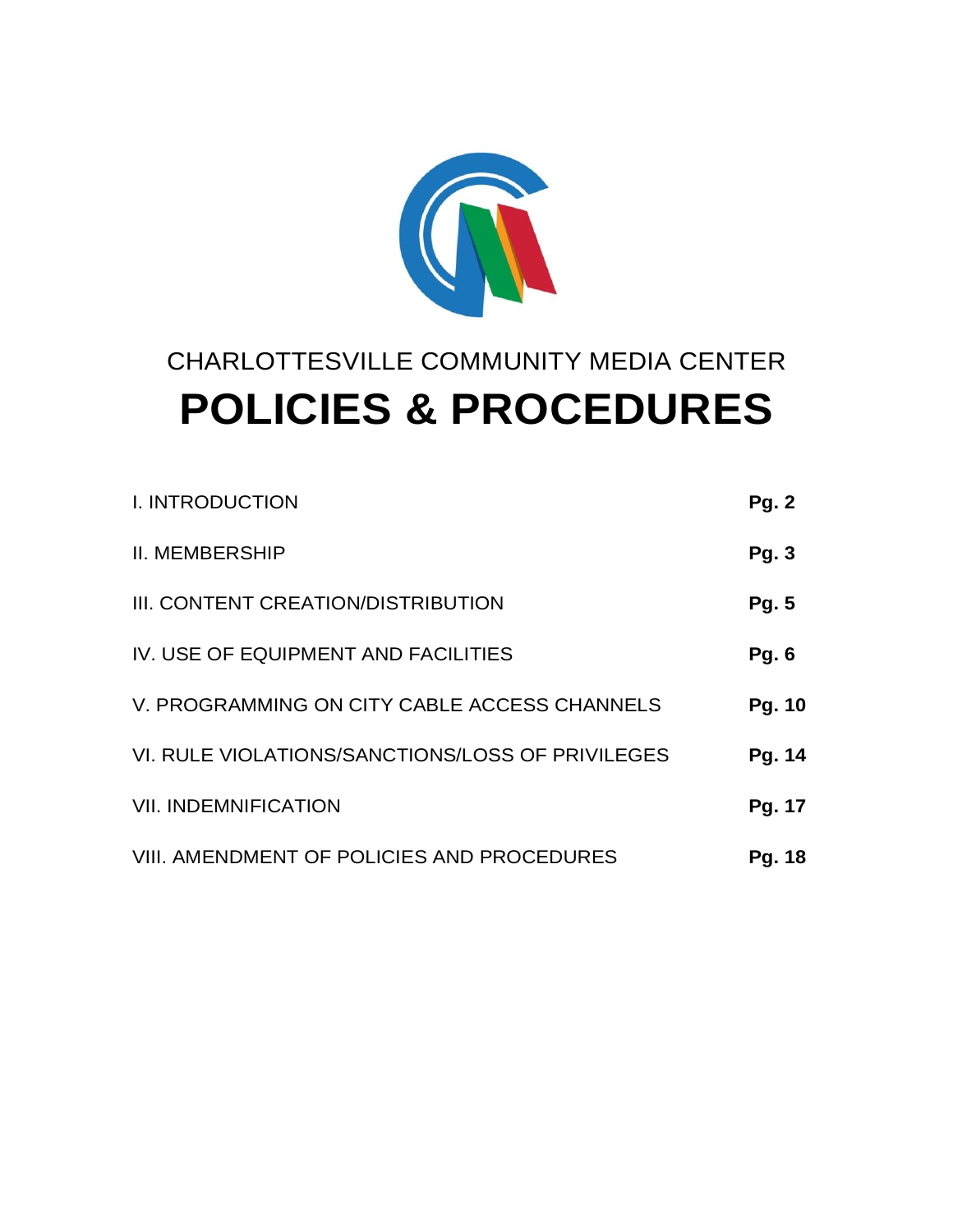CHARLOTTESVILLE COMMUNITY MEDIA CENTER

# POLICIES & PROCEDURES

| | |
|---|---|
| I. INTRODUCTION | **Pg. 2** |
| II. MEMBERSHIP | **Pg. 3** |
| III. CONTENT CREATION/DISTRIBUTION | **Pg. 5** |
| IV. USE OF EQUIPMENT AND FACILITIES | **Pg. 6** |
| V. PROGRAMMING ON CITY CABLE ACCESS CHANNELS | **Pg. 10** |
| VI. RULE VIOLATIONS/SANCTIONS/LOSS OF PRIVILEGES | **Pg. 14** |
| VII. INDEMNIFICATION | **Pg. 17** |
| VIII. AMENDMENT OF POLICIES AND PROCEDURES | **Pg. 18** |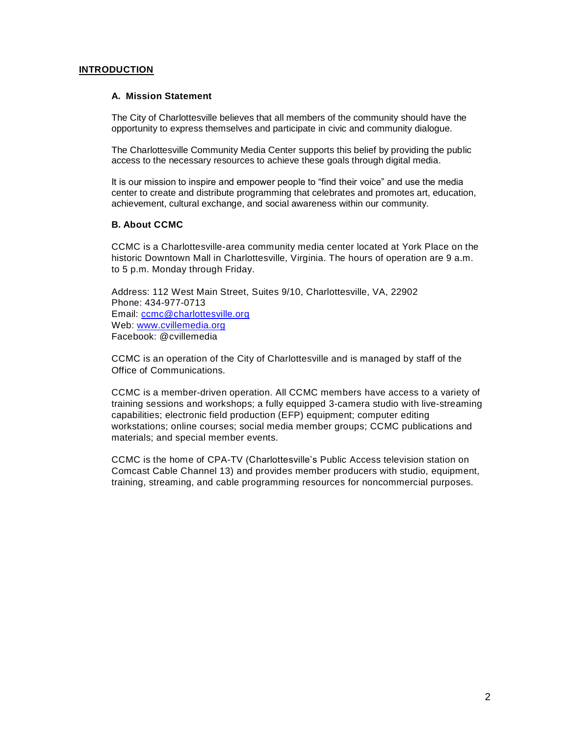## INTRODUCTION

### A. Mission Statement

The City of Charlottesville believes that all members of the community should have the opportunity to express themselves and participate in civic and community dialogue.

The Charlottesville Community Media Center supports this belief by providing the public access to the necessary resources to achieve these goals through digital media.

It is our mission to inspire and empower people to "find their voice" and use the media center to create and distribute programming that celebrates and promotes art, education, achievement, cultural exchange, and social awareness within our community.

### B. About CCMC

CCMC is a Charlottesville-area community media center located at York Place on the historic Downtown Mall in Charlottesville, Virginia. The hours of operation are 9 a.m. to 5 p.m. Monday through Friday.

Address: 112 West Main Street, Suites 9/10, Charlottesville, VA, 22902
Phone: 434-977-0713
Email: ccmc@charlottesville.org
Web: www.cvillemedia.org
Facebook: @cvillemedia

CCMC is an operation of the City of Charlottesville and is managed by staff of the Office of Communications.

CCMC is a member-driven operation. All CCMC members have access to a variety of training sessions and workshops; a fully equipped 3-camera studio with live-streaming capabilities; electronic field production (EFP) equipment; computer editing workstations; online courses; social media member groups; CCMC publications and materials; and special member events.

CCMC is the home of CPA-TV (Charlottesville's Public Access television station on Comcast Cable Channel 13) and provides member producers with studio, equipment, training, streaming, and cable programming resources for noncommercial purposes.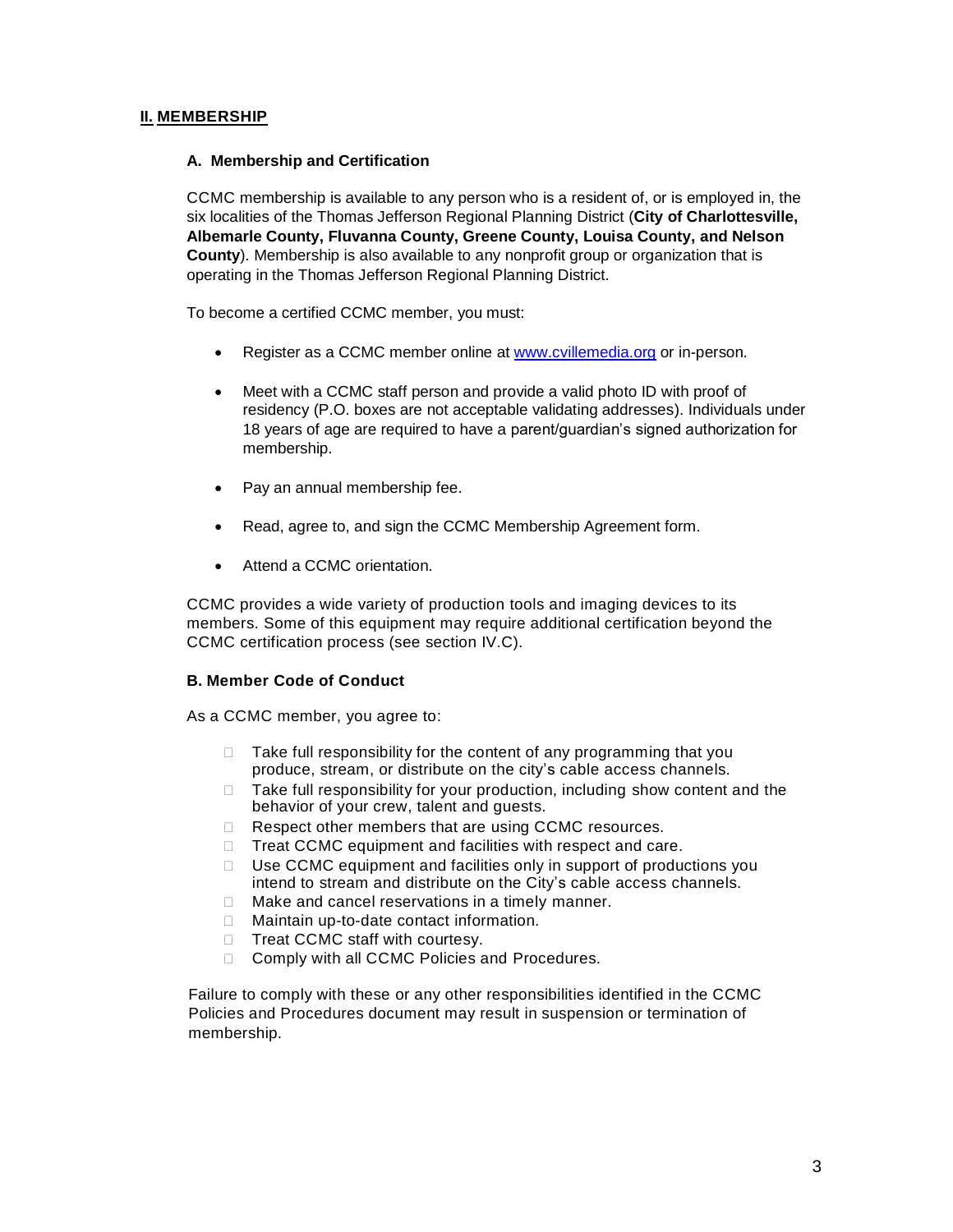## II. MEMBERSHIP

### A. Membership and Certification

CCMC membership is available to any person who is a resident of, or is employed in, the six localities of the Thomas Jefferson Regional Planning District (**City of Charlottesville, Albemarle County, Fluvanna County, Greene County, Louisa County, and Nelson County**). Membership is also available to any nonprofit group or organization that is operating in the Thomas Jefferson Regional Planning District.

To become a certified CCMC member, you must:

- Register as a CCMC member online at [www.cvillemedia.org](http://www.cvillemedia.org) or in-person.
- Meet with a CCMC staff person and provide a valid photo ID with proof of residency (P.O. boxes are not acceptable validating addresses). Individuals under 18 years of age are required to have a parent/guardian's signed authorization for membership.
- Pay an annual membership fee.
- Read, agree to, and sign the CCMC Membership Agreement form.
- Attend a CCMC orientation.

CCMC provides a wide variety of production tools and imaging devices to its members. Some of this equipment may require additional certification beyond the CCMC certification process (see section IV.C).

### B. Member Code of Conduct

As a CCMC member, you agree to:

- Take full responsibility for the content of any programming that you produce, stream, or distribute on the city's cable access channels.
- Take full responsibility for your production, including show content and the behavior of your crew, talent and guests.
- Respect other members that are using CCMC resources.
- Treat CCMC equipment and facilities with respect and care.
- Use CCMC equipment and facilities only in support of productions you intend to stream and distribute on the City's cable access channels.
- Make and cancel reservations in a timely manner.
- Maintain up-to-date contact information.
- Treat CCMC staff with courtesy.
- Comply with all CCMC Policies and Procedures.

Failure to comply with these or any other responsibilities identified in the CCMC Policies and Procedures document may result in suspension or termination of membership.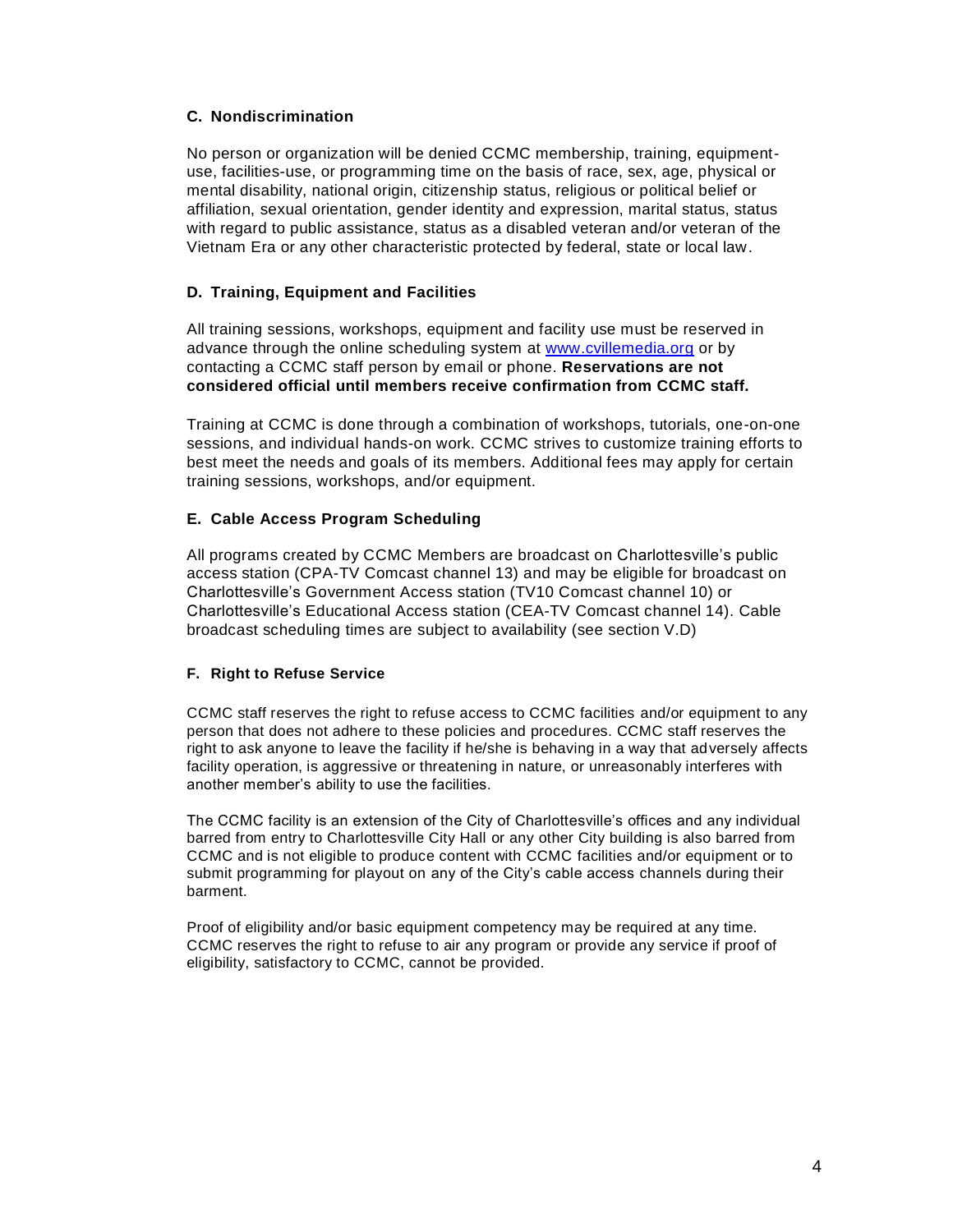### C. Nondiscrimination

No person or organization will be denied CCMC membership, training, equipment-use, facilities-use, or programming time on the basis of race, sex, age, physical or mental disability, national origin, citizenship status, religious or political belief or affiliation, sexual orientation, gender identity and expression, marital status, status with regard to public assistance, status as a disabled veteran and/or veteran of the Vietnam Era or any other characteristic protected by federal, state or local law.

### D. Training, Equipment and Facilities

All training sessions, workshops, equipment and facility use must be reserved in advance through the online scheduling system at [www.cvillemedia.org](http://www.cvillemedia.org) or by contacting a CCMC staff person by email or phone. **Reservations are not considered official until members receive confirmation from CCMC staff.**

Training at CCMC is done through a combination of workshops, tutorials, one-on-one sessions, and individual hands-on work. CCMC strives to customize training efforts to best meet the needs and goals of its members. Additional fees may apply for certain training sessions, workshops, and/or equipment.

### E. Cable Access Program Scheduling

All programs created by CCMC Members are broadcast on Charlottesville's public access station (CPA-TV Comcast channel 13) and may be eligible for broadcast on Charlottesville's Government Access station (TV10 Comcast channel 10) or Charlottesville's Educational Access station (CEA-TV Comcast channel 14). Cable broadcast scheduling times are subject to availability (see section V.D)

### F. Right to Refuse Service

CCMC staff reserves the right to refuse access to CCMC facilities and/or equipment to any person that does not adhere to these policies and procedures. CCMC staff reserves the right to ask anyone to leave the facility if he/she is behaving in a way that adversely affects facility operation, is aggressive or threatening in nature, or unreasonably interferes with another member's ability to use the facilities.

The CCMC facility is an extension of the City of Charlottesville's offices and any individual barred from entry to Charlottesville City Hall or any other City building is also barred from CCMC and is not eligible to produce content with CCMC facilities and/or equipment or to submit programming for playout on any of the City's cable access channels during their barment.

Proof of eligibility and/or basic equipment competency may be required at any time. CCMC reserves the right to refuse to air any program or provide any service if proof of eligibility, satisfactory to CCMC, cannot be provided.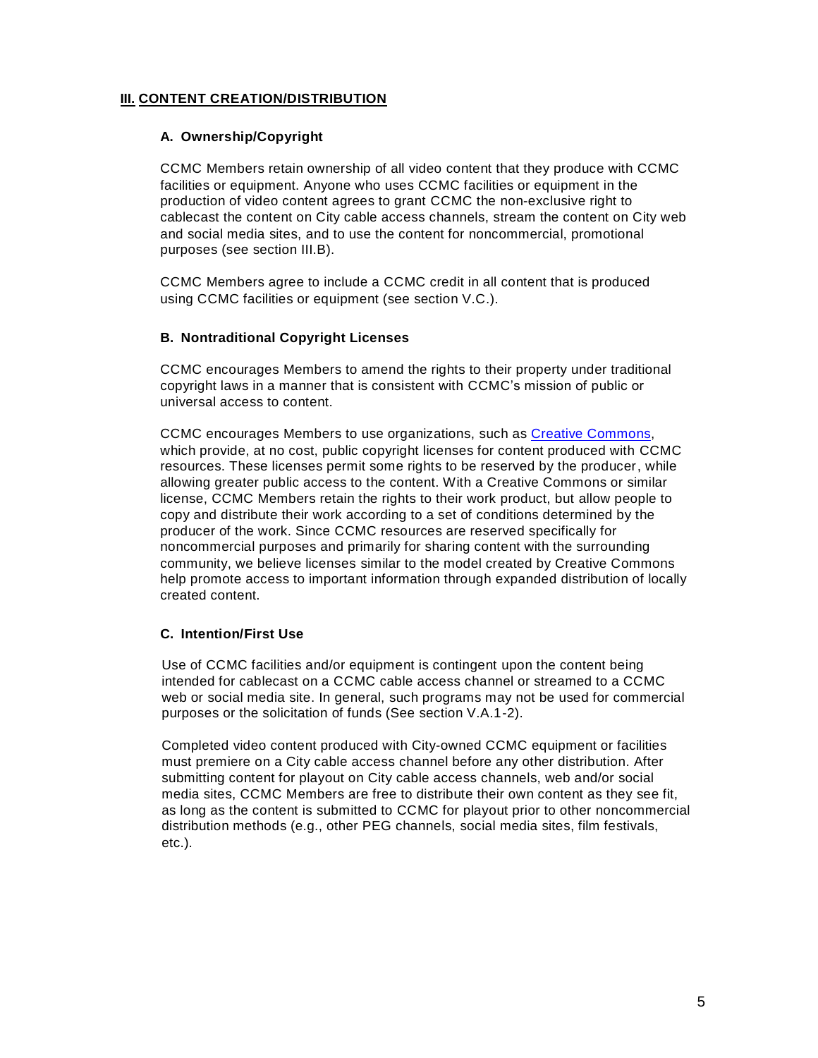## III. CONTENT CREATION/DISTRIBUTION

### A. Ownership/Copyright

CCMC Members retain ownership of all video content that they produce with CCMC facilities or equipment. Anyone who uses CCMC facilities or equipment in the production of video content agrees to grant CCMC the non-exclusive right to cablecast the content on City cable access channels, stream the content on City web and social media sites, and to use the content for noncommercial, promotional purposes (see section III.B).

CCMC Members agree to include a CCMC credit in all content that is produced using CCMC facilities or equipment (see section V.C.).

### B. Nontraditional Copyright Licenses

CCMC encourages Members to amend the rights to their property under traditional copyright laws in a manner that is consistent with CCMC's mission of public or universal access to content.

CCMC encourages Members to use organizations, such as Creative Commons, which provide, at no cost, public copyright licenses for content produced with CCMC resources. These licenses permit some rights to be reserved by the producer, while allowing greater public access to the content. With a Creative Commons or similar license, CCMC Members retain the rights to their work product, but allow people to copy and distribute their work according to a set of conditions determined by the producer of the work. Since CCMC resources are reserved specifically for noncommercial purposes and primarily for sharing content with the surrounding community, we believe licenses similar to the model created by Creative Commons help promote access to important information through expanded distribution of locally created content.

### C. Intention/First Use

Use of CCMC facilities and/or equipment is contingent upon the content being intended for cablecast on a CCMC cable access channel or streamed to a CCMC web or social media site. In general, such programs may not be used for commercial purposes or the solicitation of funds (See section V.A.1-2).

Completed video content produced with City-owned CCMC equipment or facilities must premiere on a City cable access channel before any other distribution. After submitting content for playout on City cable access channels, web and/or social media sites, CCMC Members are free to distribute their own content as they see fit, as long as the content is submitted to CCMC for playout prior to other noncommercial distribution methods (e.g., other PEG channels, social media sites, film festivals, etc.).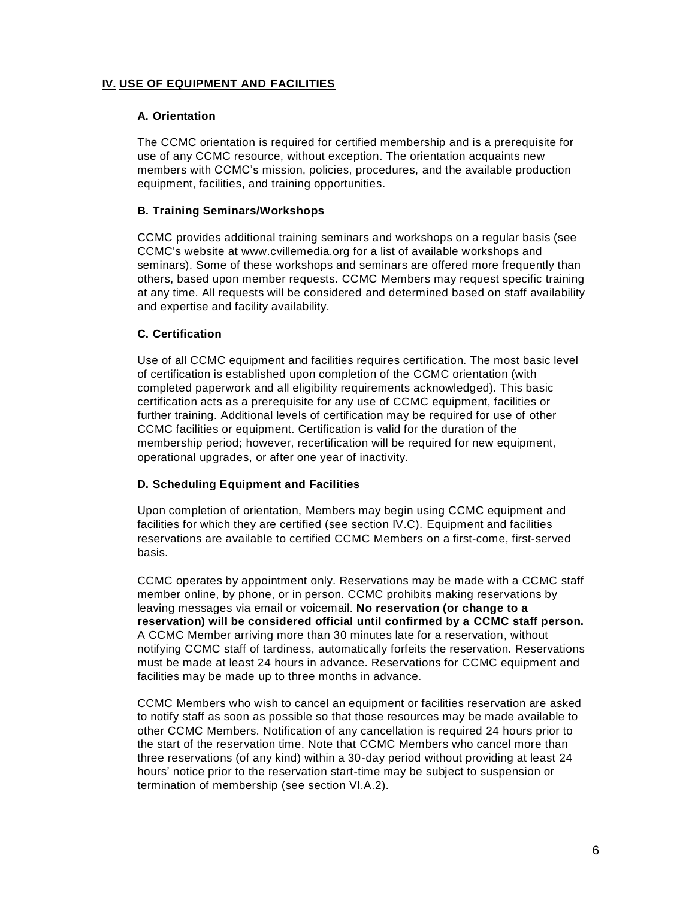## IV. USE OF EQUIPMENT AND FACILITIES

### A. Orientation

The CCMC orientation is required for certified membership and is a prerequisite for use of any CCMC resource, without exception. The orientation acquaints new members with CCMC's mission, policies, procedures, and the available production equipment, facilities, and training opportunities.

### B. Training Seminars/Workshops

CCMC provides additional training seminars and workshops on a regular basis (see CCMC's website at www.cvillemedia.org for a list of available workshops and seminars). Some of these workshops and seminars are offered more frequently than others, based upon member requests. CCMC Members may request specific training at any time. All requests will be considered and determined based on staff availability and expertise and facility availability.

### C. Certification

Use of all CCMC equipment and facilities requires certification. The most basic level of certification is established upon completion of the CCMC orientation (with completed paperwork and all eligibility requirements acknowledged). This basic certification acts as a prerequisite for any use of CCMC equipment, facilities or further training. Additional levels of certification may be required for use of other CCMC facilities or equipment. Certification is valid for the duration of the membership period; however, recertification will be required for new equipment, operational upgrades, or after one year of inactivity.

### D. Scheduling Equipment and Facilities

Upon completion of orientation, Members may begin using CCMC equipment and facilities for which they are certified (see section IV.C). Equipment and facilities reservations are available to certified CCMC Members on a first-come, first-served basis.

CCMC operates by appointment only. Reservations may be made with a CCMC staff member online, by phone, or in person. CCMC prohibits making reservations by leaving messages via email or voicemail. **No reservation (or change to a reservation) will be considered official until confirmed by a CCMC staff person.** A CCMC Member arriving more than 30 minutes late for a reservation, without notifying CCMC staff of tardiness, automatically forfeits the reservation. Reservations must be made at least 24 hours in advance. Reservations for CCMC equipment and facilities may be made up to three months in advance.

CCMC Members who wish to cancel an equipment or facilities reservation are asked to notify staff as soon as possible so that those resources may be made available to other CCMC Members. Notification of any cancellation is required 24 hours prior to the start of the reservation time. Note that CCMC Members who cancel more than three reservations (of any kind) within a 30-day period without providing at least 24 hours' notice prior to the reservation start-time may be subject to suspension or termination of membership (see section VI.A.2).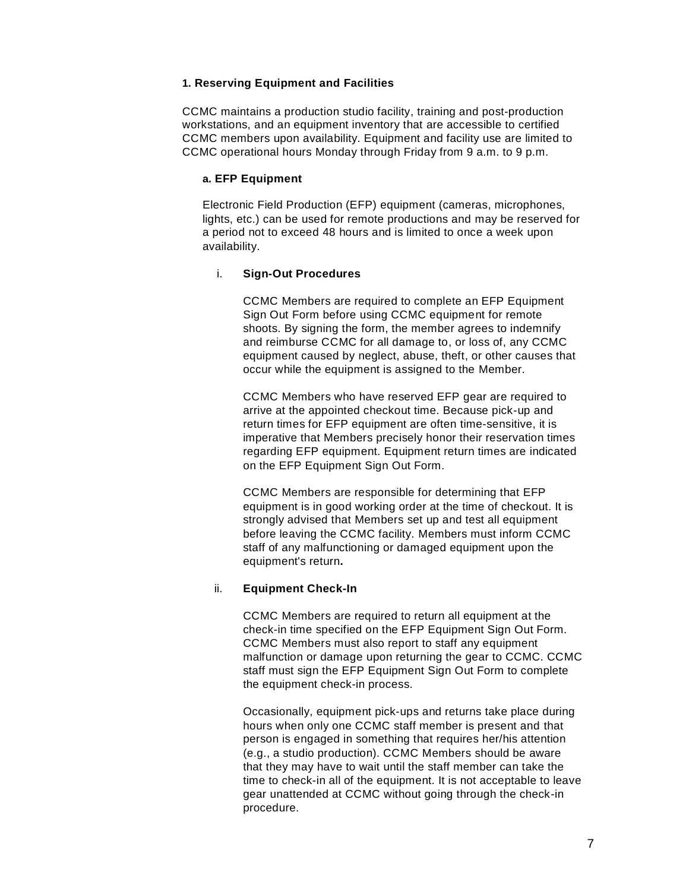### 1. Reserving Equipment and Facilities

CCMC maintains a production studio facility, training and post-production workstations, and an equipment inventory that are accessible to certified CCMC members upon availability. Equipment and facility use are limited to CCMC operational hours Monday through Friday from 9 a.m. to 9 p.m.

#### a. EFP Equipment

Electronic Field Production (EFP) equipment (cameras, microphones, lights, etc.) can be used for remote productions and may be reserved for a period not to exceed 48 hours and is limited to once a week upon availability.

##### i. Sign-Out Procedures

CCMC Members are required to complete an EFP Equipment Sign Out Form before using CCMC equipment for remote shoots. By signing the form, the member agrees to indemnify and reimburse CCMC for all damage to, or loss of, any CCMC equipment caused by neglect, abuse, theft, or other causes that occur while the equipment is assigned to the Member.

CCMC Members who have reserved EFP gear are required to arrive at the appointed checkout time. Because pick-up and return times for EFP equipment are often time-sensitive, it is imperative that Members precisely honor their reservation times regarding EFP equipment. Equipment return times are indicated on the EFP Equipment Sign Out Form.

CCMC Members are responsible for determining that EFP equipment is in good working order at the time of checkout. It is strongly advised that Members set up and test all equipment before leaving the CCMC facility. Members must inform CCMC staff of any malfunctioning or damaged equipment upon the equipment's return.

##### ii. Equipment Check-In

CCMC Members are required to return all equipment at the check-in time specified on the EFP Equipment Sign Out Form. CCMC Members must also report to staff any equipment malfunction or damage upon returning the gear to CCMC. CCMC staff must sign the EFP Equipment Sign Out Form to complete the equipment check-in process.

Occasionally, equipment pick-ups and returns take place during hours when only one CCMC staff member is present and that person is engaged in something that requires her/his attention (e.g., a studio production). CCMC Members should be aware that they may have to wait until the staff member can take the time to check-in all of the equipment. It is not acceptable to leave gear unattended at CCMC without going through the check-in procedure.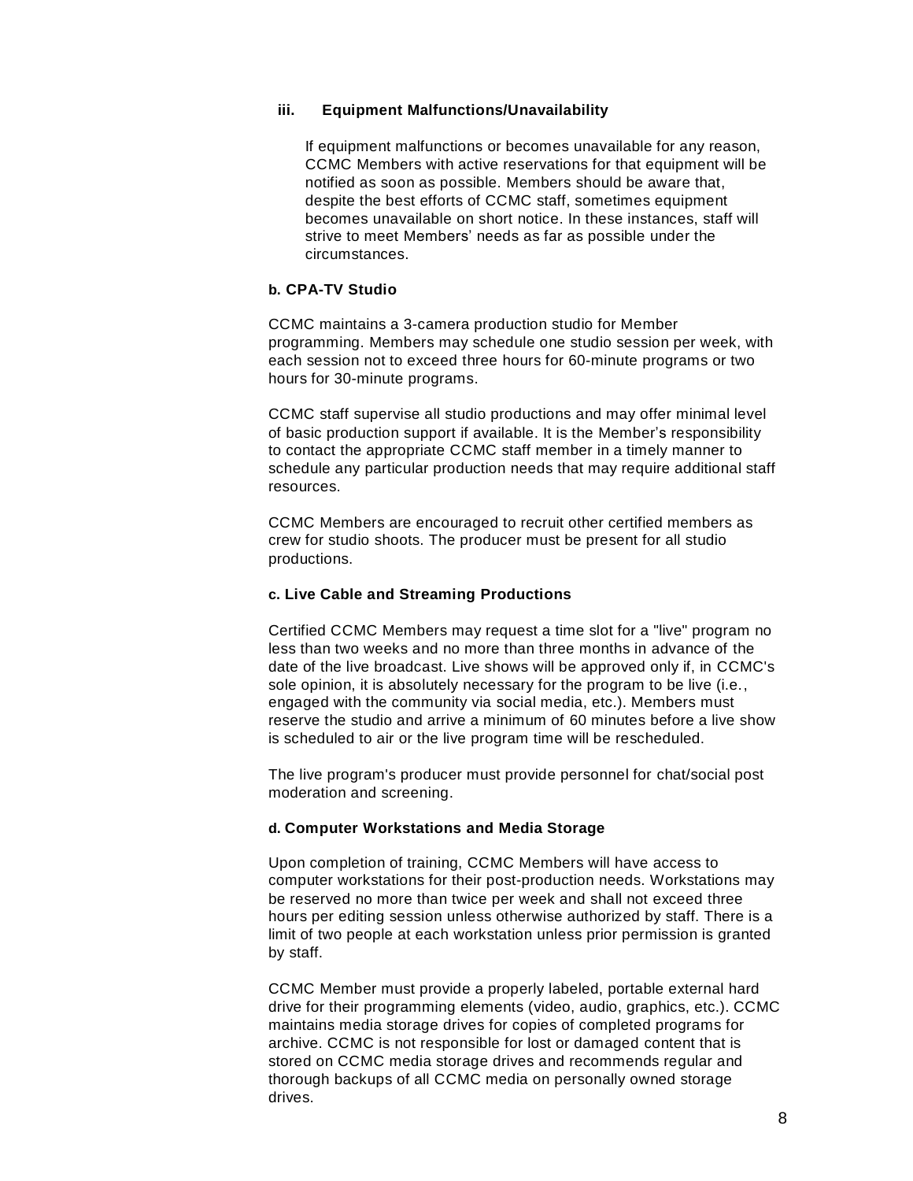#### iii. Equipment Malfunctions/Unavailability

If equipment malfunctions or becomes unavailable for any reason, CCMC Members with active reservations for that equipment will be notified as soon as possible. Members should be aware that, despite the best efforts of CCMC staff, sometimes equipment becomes unavailable on short notice. In these instances, staff will strive to meet Members' needs as far as possible under the circumstances.

### b. CPA-TV Studio

CCMC maintains a 3-camera production studio for Member programming. Members may schedule one studio session per week, with each session not to exceed three hours for 60-minute programs or two hours for 30-minute programs.

CCMC staff supervise all studio productions and may offer minimal level of basic production support if available. It is the Member's responsibility to contact the appropriate CCMC staff member in a timely manner to schedule any particular production needs that may require additional staff resources.

CCMC Members are encouraged to recruit other certified members as crew for studio shoots. The producer must be present for all studio productions.

### c. Live Cable and Streaming Productions

Certified CCMC Members may request a time slot for a "live" program no less than two weeks and no more than three months in advance of the date of the live broadcast. Live shows will be approved only if, in CCMC's sole opinion, it is absolutely necessary for the program to be live (i.e., engaged with the community via social media, etc.). Members must reserve the studio and arrive a minimum of 60 minutes before a live show is scheduled to air or the live program time will be rescheduled.

The live program's producer must provide personnel for chat/social post moderation and screening.

### d. Computer Workstations and Media Storage

Upon completion of training, CCMC Members will have access to computer workstations for their post-production needs. Workstations may be reserved no more than twice per week and shall not exceed three hours per editing session unless otherwise authorized by staff. There is a limit of two people at each workstation unless prior permission is granted by staff.

CCMC Member must provide a properly labeled, portable external hard drive for their programming elements (video, audio, graphics, etc.). CCMC maintains media storage drives for copies of completed programs for archive. CCMC is not responsible for lost or damaged content that is stored on CCMC media storage drives and recommends regular and thorough backups of all CCMC media on personally owned storage drives.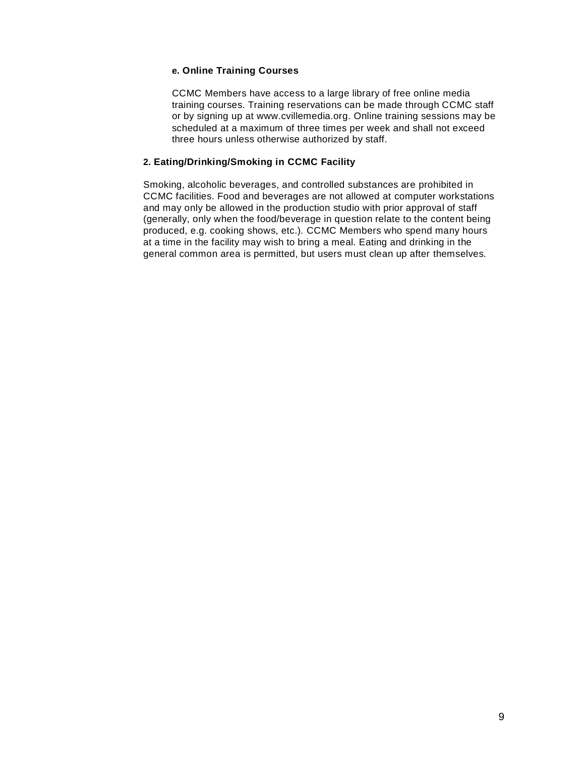**e. Online Training Courses**

CCMC Members have access to a large library of free online media training courses. Training reservations can be made through CCMC staff or by signing up at www.cvillemedia.org. Online training sessions may be scheduled at a maximum of three times per week and shall not exceed three hours unless otherwise authorized by staff.

**2. Eating/Drinking/Smoking in CCMC Facility**

Smoking, alcoholic beverages, and controlled substances are prohibited in CCMC facilities. Food and beverages are not allowed at computer workstations and may only be allowed in the production studio with prior approval of staff (generally, only when the food/beverage in question relate to the content being produced, e.g. cooking shows, etc.). CCMC Members who spend many hours at a time in the facility may wish to bring a meal. Eating and drinking in the general common area is permitted, but users must clean up after themselves.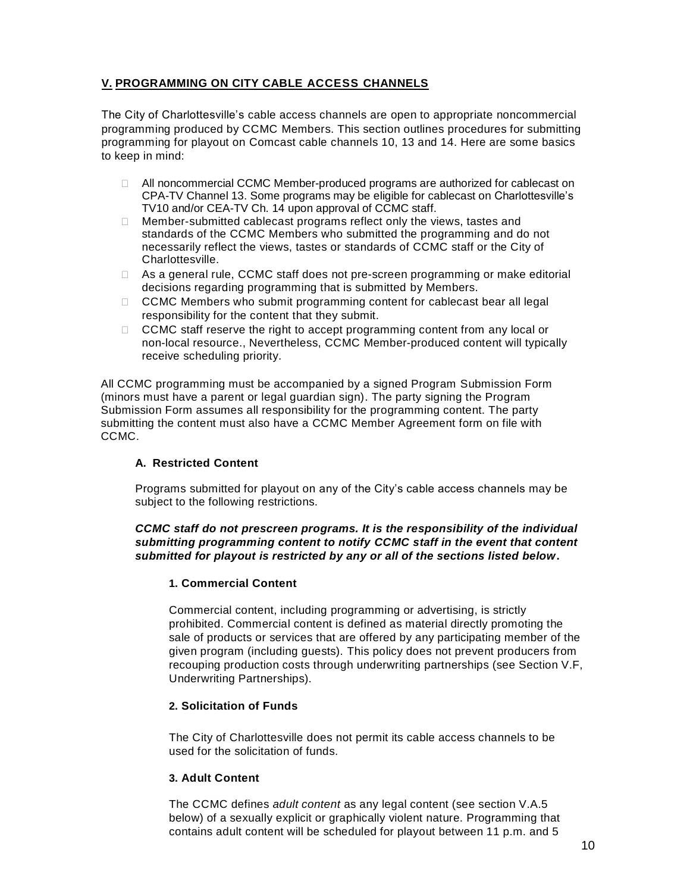## V. PROGRAMMING ON CITY CABLE ACCESS CHANNELS

The City of Charlottesville's cable access channels are open to appropriate noncommercial programming produced by CCMC Members. This section outlines procedures for submitting programming for playout on Comcast cable channels 10, 13 and 14. Here are some basics to keep in mind:

- All noncommercial CCMC Member-produced programs are authorized for cablecast on CPA-TV Channel 13. Some programs may be eligible for cablecast on Charlottesville's TV10 and/or CEA-TV Ch. 14 upon approval of CCMC staff.
- Member-submitted cablecast programs reflect only the views, tastes and standards of the CCMC Members who submitted the programming and do not necessarily reflect the views, tastes or standards of CCMC staff or the City of Charlottesville.
- As a general rule, CCMC staff does not pre-screen programming or make editorial decisions regarding programming that is submitted by Members.
- CCMC Members who submit programming content for cablecast bear all legal responsibility for the content that they submit.
- CCMC staff reserve the right to accept programming content from any local or non-local resource., Nevertheless, CCMC Member-produced content will typically receive scheduling priority.

All CCMC programming must be accompanied by a signed Program Submission Form (minors must have a parent or legal guardian sign). The party signing the Program Submission Form assumes all responsibility for the programming content. The party submitting the content must also have a CCMC Member Agreement form on file with CCMC.

### A. Restricted Content

Programs submitted for playout on any of the City's cable access channels may be subject to the following restrictions.

***CCMC staff do not prescreen programs. It is the responsibility of the individual submitting programming content to notify CCMC staff in the event that content submitted for playout is restricted by any or all of the sections listed below.***

#### 1. Commercial Content

Commercial content, including programming or advertising, is strictly prohibited. Commercial content is defined as material directly promoting the sale of products or services that are offered by any participating member of the given program (including guests). This policy does not prevent producers from recouping production costs through underwriting partnerships (see Section V.F, Underwriting Partnerships).

#### 2. Solicitation of Funds

The City of Charlottesville does not permit its cable access channels to be used for the solicitation of funds.

#### 3. Adult Content

The CCMC defines *adult content* as any legal content (see section V.A.5 below) of a sexually explicit or graphically violent nature. Programming that contains adult content will be scheduled for playout between 11 p.m. and 5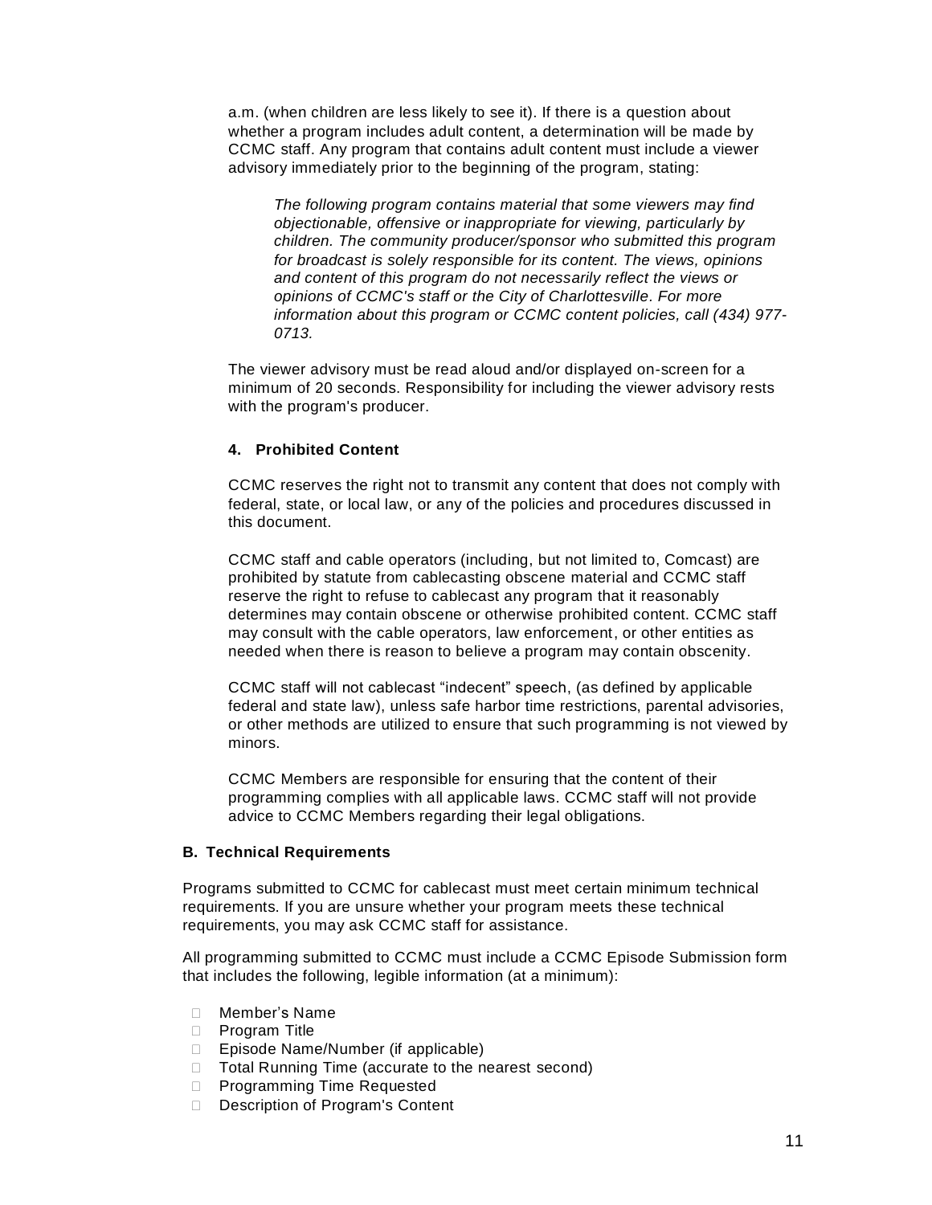a.m. (when children are less likely to see it). If there is a question about whether a program includes adult content, a determination will be made by CCMC staff. Any program that contains adult content must include a viewer advisory immediately prior to the beginning of the program, stating:

> *The following program contains material that some viewers may find objectionable, offensive or inappropriate for viewing, particularly by children. The community producer/sponsor who submitted this program for broadcast is solely responsible for its content. The views, opinions and content of this program do not necessarily reflect the views or opinions of CCMC's staff or the City of Charlottesville. For more information about this program or CCMC content policies, call (434) 977-0713.*

The viewer advisory must be read aloud and/or displayed on-screen for a minimum of 20 seconds. Responsibility for including the viewer advisory rests with the program's producer.

#### 4. Prohibited Content

CCMC reserves the right not to transmit any content that does not comply with federal, state, or local law, or any of the policies and procedures discussed in this document.

CCMC staff and cable operators (including, but not limited to, Comcast) are prohibited by statute from cablecasting obscene material and CCMC staff reserve the right to refuse to cablecast any program that it reasonably determines may contain obscene or otherwise prohibited content. CCMC staff may consult with the cable operators, law enforcement, or other entities as needed when there is reason to believe a program may contain obscenity.

CCMC staff will not cablecast "indecent" speech, (as defined by applicable federal and state law), unless safe harbor time restrictions, parental advisories, or other methods are utilized to ensure that such programming is not viewed by minors.

CCMC Members are responsible for ensuring that the content of their programming complies with all applicable laws. CCMC staff will not provide advice to CCMC Members regarding their legal obligations.

### B. Technical Requirements

Programs submitted to CCMC for cablecast must meet certain minimum technical requirements. If you are unsure whether your program meets these technical requirements, you may ask CCMC staff for assistance.

All programming submitted to CCMC must include a CCMC Episode Submission form that includes the following, legible information (at a minimum):

- Member's Name
- Program Title
- Episode Name/Number (if applicable)
- Total Running Time (accurate to the nearest second)
- Programming Time Requested
- Description of Program's Content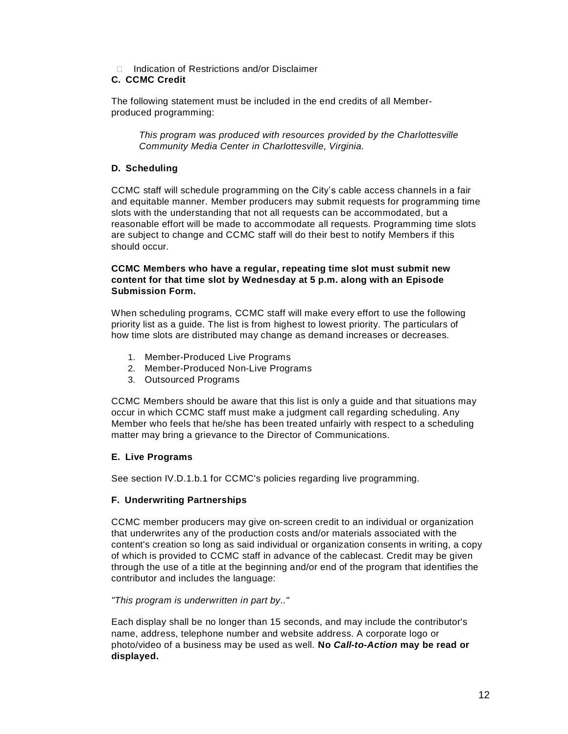- Indication of Restrictions and/or Disclaimer

### C. CCMC Credit

The following statement must be included in the end credits of all Member-produced programming:

> *This program was produced with resources provided by the Charlottesville Community Media Center in Charlottesville, Virginia.*

### D. Scheduling

CCMC staff will schedule programming on the City's cable access channels in a fair and equitable manner. Member producers may submit requests for programming time slots with the understanding that not all requests can be accommodated, but a reasonable effort will be made to accommodate all requests. Programming time slots are subject to change and CCMC staff will do their best to notify Members if this should occur.

**CCMC Members who have a regular, repeating time slot must submit new content for that time slot by Wednesday at 5 p.m. along with an Episode Submission Form.**

When scheduling programs, CCMC staff will make every effort to use the following priority list as a guide. The list is from highest to lowest priority. The particulars of how time slots are distributed may change as demand increases or decreases.

1. Member-Produced Live Programs
2. Member-Produced Non-Live Programs
3. Outsourced Programs

CCMC Members should be aware that this list is only a guide and that situations may occur in which CCMC staff must make a judgment call regarding scheduling. Any Member who feels that he/she has been treated unfairly with respect to a scheduling matter may bring a grievance to the Director of Communications.

### E. Live Programs

See section IV.D.1.b.1 for CCMC's policies regarding live programming.

### F. Underwriting Partnerships

CCMC member producers may give on-screen credit to an individual or organization that underwrites any of the production costs and/or materials associated with the content's creation so long as said individual or organization consents in writing, a copy of which is provided to CCMC staff in advance of the cablecast. Credit may be given through the use of a title at the beginning and/or end of the program that identifies the contributor and includes the language:

*"This program is underwritten in part by.."*

Each display shall be no longer than 15 seconds, and may include the contributor's name, address, telephone number and website address. A corporate logo or photo/video of a business may be used as well. **No *Call-to-Action* may be read or displayed.**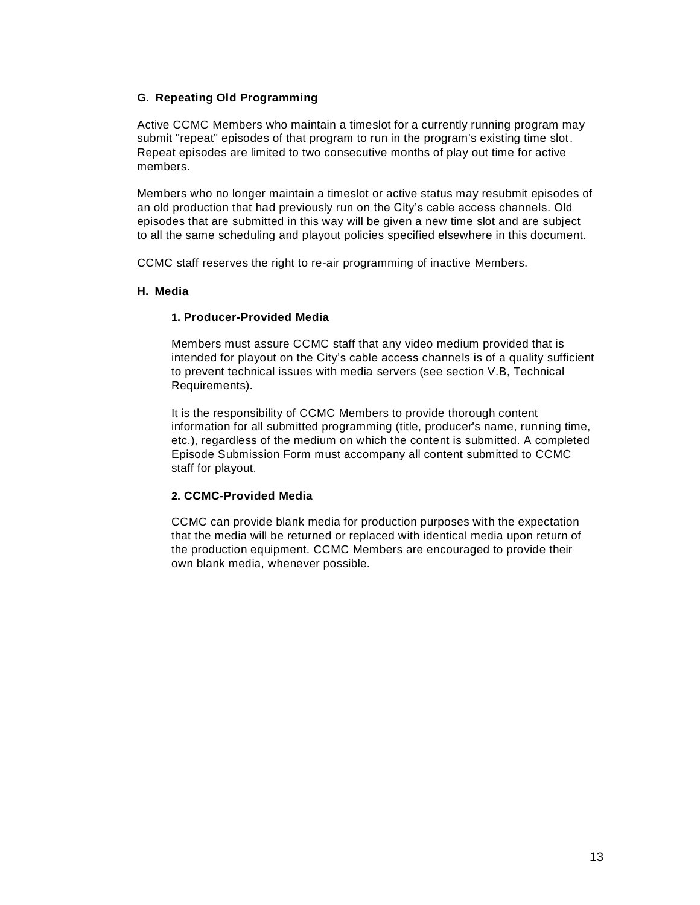### G. Repeating Old Programming

Active CCMC Members who maintain a timeslot for a currently running program may submit "repeat" episodes of that program to run in the program's existing time slot. Repeat episodes are limited to two consecutive months of play out time for active members.

Members who no longer maintain a timeslot or active status may resubmit episodes of an old production that had previously run on the City's cable access channels. Old episodes that are submitted in this way will be given a new time slot and are subject to all the same scheduling and playout policies specified elsewhere in this document.

CCMC staff reserves the right to re-air programming of inactive Members.

### H. Media

#### 1. Producer-Provided Media

Members must assure CCMC staff that any video medium provided that is intended for playout on the City's cable access channels is of a quality sufficient to prevent technical issues with media servers (see section V.B, Technical Requirements).

It is the responsibility of CCMC Members to provide thorough content information for all submitted programming (title, producer's name, running time, etc.), regardless of the medium on which the content is submitted. A completed Episode Submission Form must accompany all content submitted to CCMC staff for playout.

#### 2. CCMC-Provided Media

CCMC can provide blank media for production purposes with the expectation that the media will be returned or replaced with identical media upon return of the production equipment. CCMC Members are encouraged to provide their own blank media, whenever possible.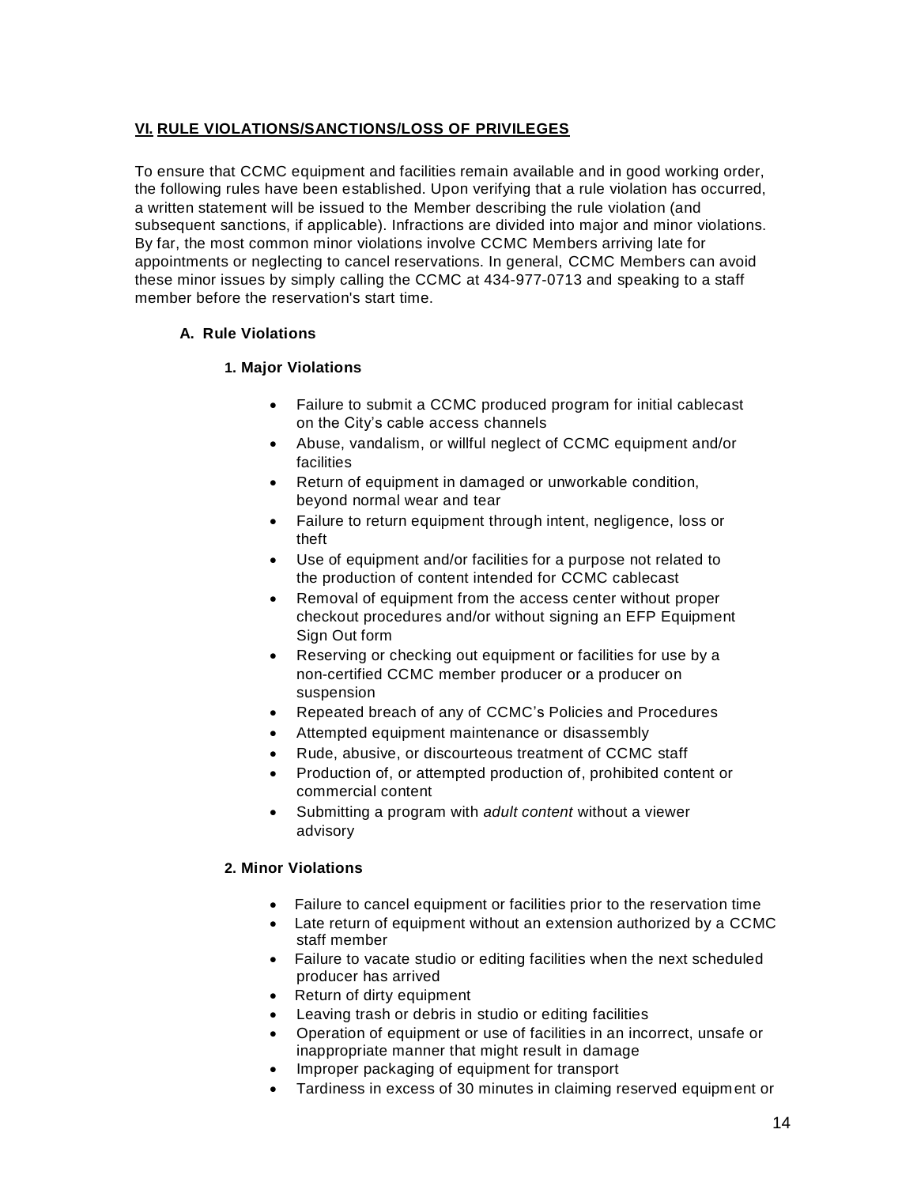## VI. RULE VIOLATIONS/SANCTIONS/LOSS OF PRIVILEGES

To ensure that CCMC equipment and facilities remain available and in good working order, the following rules have been established. Upon verifying that a rule violation has occurred, a written statement will be issued to the Member describing the rule violation (and subsequent sanctions, if applicable). Infractions are divided into major and minor violations. By far, the most common minor violations involve CCMC Members arriving late for appointments or neglecting to cancel reservations. In general, CCMC Members can avoid these minor issues by simply calling the CCMC at 434-977-0713 and speaking to a staff member before the reservation's start time.

### A. Rule Violations

#### 1. Major Violations

- Failure to submit a CCMC produced program for initial cablecast on the City's cable access channels
- Abuse, vandalism, or willful neglect of CCMC equipment and/or facilities
- Return of equipment in damaged or unworkable condition, beyond normal wear and tear
- Failure to return equipment through intent, negligence, loss or theft
- Use of equipment and/or facilities for a purpose not related to the production of content intended for CCMC cablecast
- Removal of equipment from the access center without proper checkout procedures and/or without signing an EFP Equipment Sign Out form
- Reserving or checking out equipment or facilities for use by a non-certified CCMC member producer or a producer on suspension
- Repeated breach of any of CCMC's Policies and Procedures
- Attempted equipment maintenance or disassembly
- Rude, abusive, or discourteous treatment of CCMC staff
- Production of, or attempted production of, prohibited content or commercial content
- Submitting a program with *adult content* without a viewer advisory

#### 2. Minor Violations

- Failure to cancel equipment or facilities prior to the reservation time
- Late return of equipment without an extension authorized by a CCMC staff member
- Failure to vacate studio or editing facilities when the next scheduled producer has arrived
- Return of dirty equipment
- Leaving trash or debris in studio or editing facilities
- Operation of equipment or use of facilities in an incorrect, unsafe or inappropriate manner that might result in damage
- Improper packaging of equipment for transport
- Tardiness in excess of 30 minutes in claiming reserved equipment or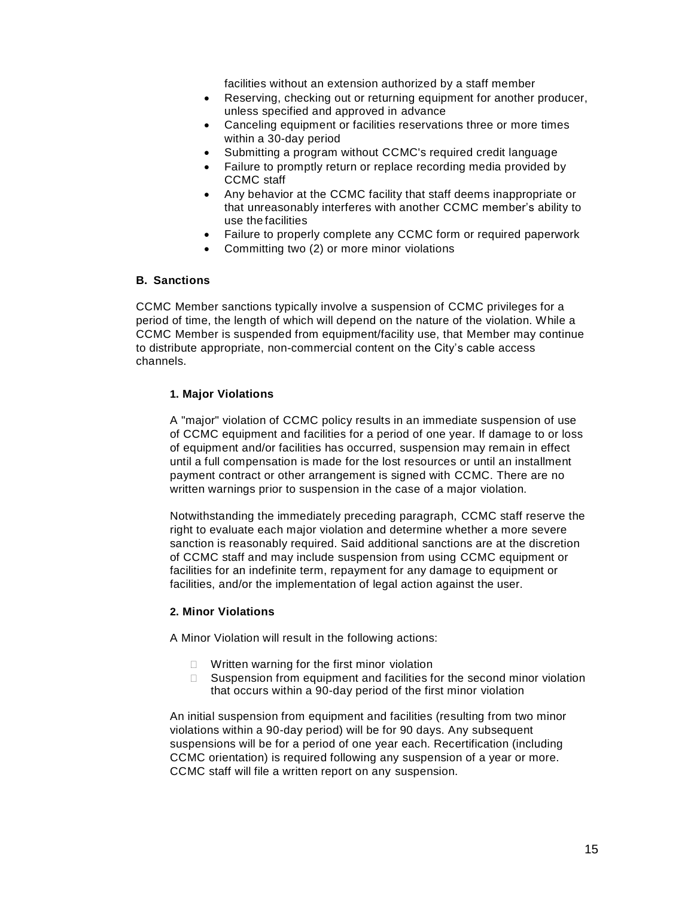facilities without an extension authorized by a staff member

- Reserving, checking out or returning equipment for another producer, unless specified and approved in advance
- Canceling equipment or facilities reservations three or more times within a 30-day period
- Submitting a program without CCMC's required credit language
- Failure to promptly return or replace recording media provided by CCMC staff
- Any behavior at the CCMC facility that staff deems inappropriate or that unreasonably interferes with another CCMC member's ability to use the facilities
- Failure to properly complete any CCMC form or required paperwork
- Committing two (2) or more minor violations

### B. Sanctions

CCMC Member sanctions typically involve a suspension of CCMC privileges for a period of time, the length of which will depend on the nature of the violation. While a CCMC Member is suspended from equipment/facility use, that Member may continue to distribute appropriate, non-commercial content on the City's cable access channels.

#### 1. Major Violations

A "major" violation of CCMC policy results in an immediate suspension of use of CCMC equipment and facilities for a period of one year. If damage to or loss of equipment and/or facilities has occurred, suspension may remain in effect until a full compensation is made for the lost resources or until an installment payment contract or other arrangement is signed with CCMC. There are no written warnings prior to suspension in the case of a major violation.

Notwithstanding the immediately preceding paragraph, CCMC staff reserve the right to evaluate each major violation and determine whether a more severe sanction is reasonably required. Said additional sanctions are at the discretion of CCMC staff and may include suspension from using CCMC equipment or facilities for an indefinite term, repayment for any damage to equipment or facilities, and/or the implementation of legal action against the user.

#### 2. Minor Violations

A Minor Violation will result in the following actions:

- Written warning for the first minor violation
- Suspension from equipment and facilities for the second minor violation that occurs within a 90-day period of the first minor violation

An initial suspension from equipment and facilities (resulting from two minor violations within a 90-day period) will be for 90 days. Any subsequent suspensions will be for a period of one year each. Recertification (including CCMC orientation) is required following any suspension of a year or more. CCMC staff will file a written report on any suspension.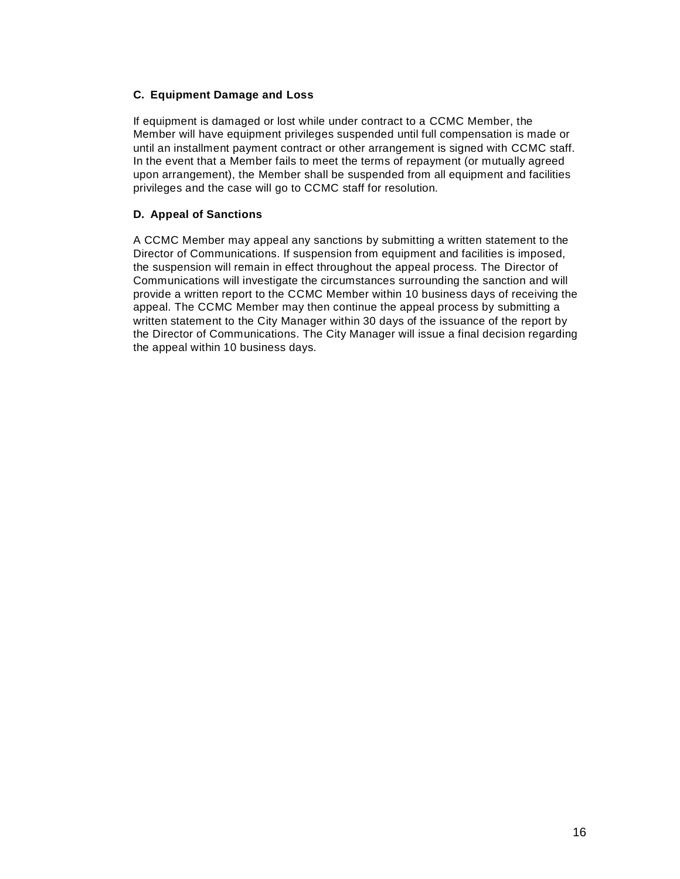### C. Equipment Damage and Loss

If equipment is damaged or lost while under contract to a CCMC Member, the Member will have equipment privileges suspended until full compensation is made or until an installment payment contract or other arrangement is signed with CCMC staff. In the event that a Member fails to meet the terms of repayment (or mutually agreed upon arrangement), the Member shall be suspended from all equipment and facilities privileges and the case will go to CCMC staff for resolution.

### D. Appeal of Sanctions

A CCMC Member may appeal any sanctions by submitting a written statement to the Director of Communications. If suspension from equipment and facilities is imposed, the suspension will remain in effect throughout the appeal process. The Director of Communications will investigate the circumstances surrounding the sanction and will provide a written report to the CCMC Member within 10 business days of receiving the appeal. The CCMC Member may then continue the appeal process by submitting a written statement to the City Manager within 30 days of the issuance of the report by the Director of Communications. The City Manager will issue a final decision regarding the appeal within 10 business days.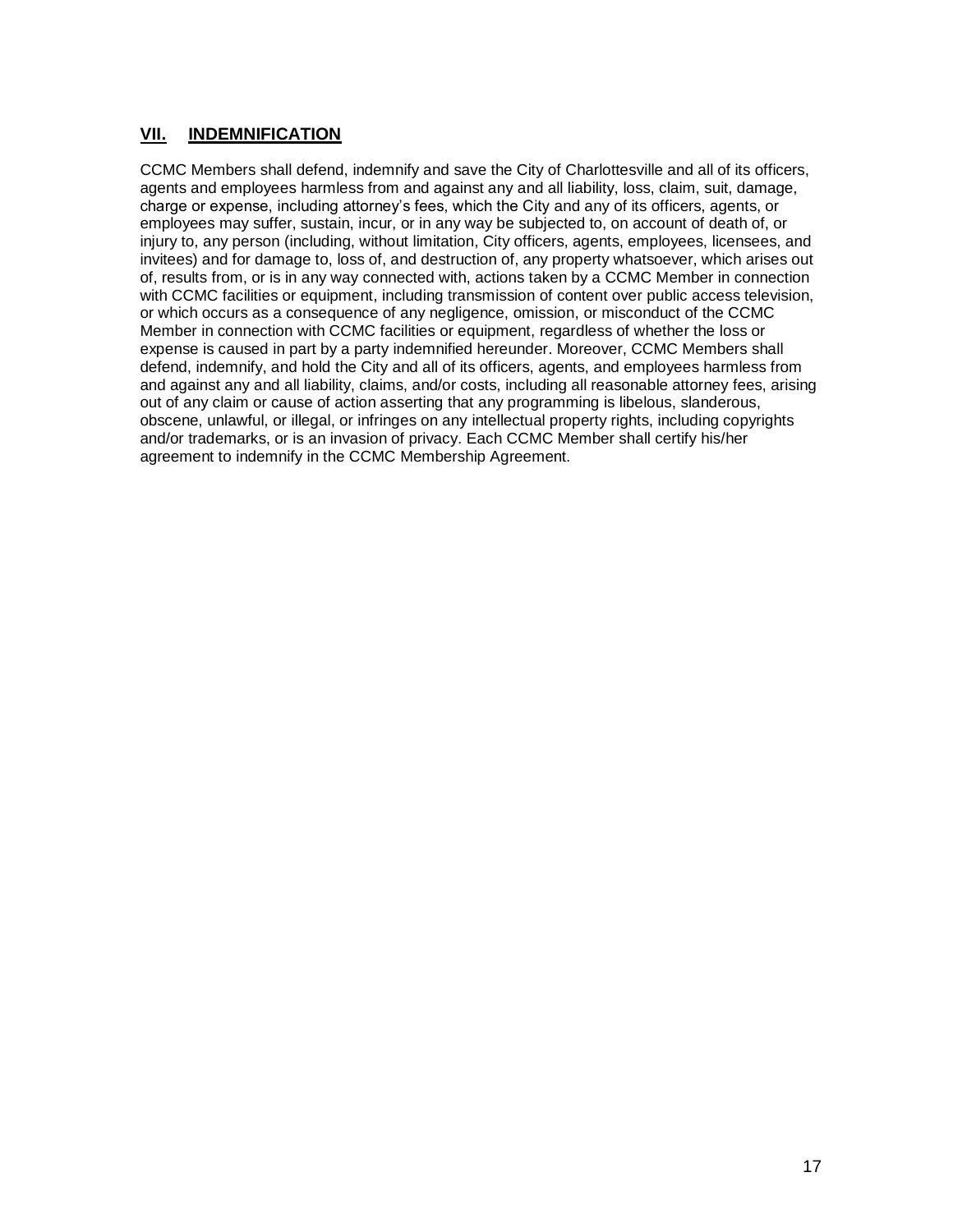## VII. INDEMNIFICATION

CCMC Members shall defend, indemnify and save the City of Charlottesville and all of its officers, agents and employees harmless from and against any and all liability, loss, claim, suit, damage, charge or expense, including attorney's fees, which the City and any of its officers, agents, or employees may suffer, sustain, incur, or in any way be subjected to, on account of death of, or injury to, any person (including, without limitation, City officers, agents, employees, licensees, and invitees) and for damage to, loss of, and destruction of, any property whatsoever, which arises out of, results from, or is in any way connected with, actions taken by a CCMC Member in connection with CCMC facilities or equipment, including transmission of content over public access television, or which occurs as a consequence of any negligence, omission, or misconduct of the CCMC Member in connection with CCMC facilities or equipment, regardless of whether the loss or expense is caused in part by a party indemnified hereunder. Moreover, CCMC Members shall defend, indemnify, and hold the City and all of its officers, agents, and employees harmless from and against any and all liability, claims, and/or costs, including all reasonable attorney fees, arising out of any claim or cause of action asserting that any programming is libelous, slanderous, obscene, unlawful, or illegal, or infringes on any intellectual property rights, including copyrights and/or trademarks, or is an invasion of privacy. Each CCMC Member shall certify his/her agreement to indemnify in the CCMC Membership Agreement.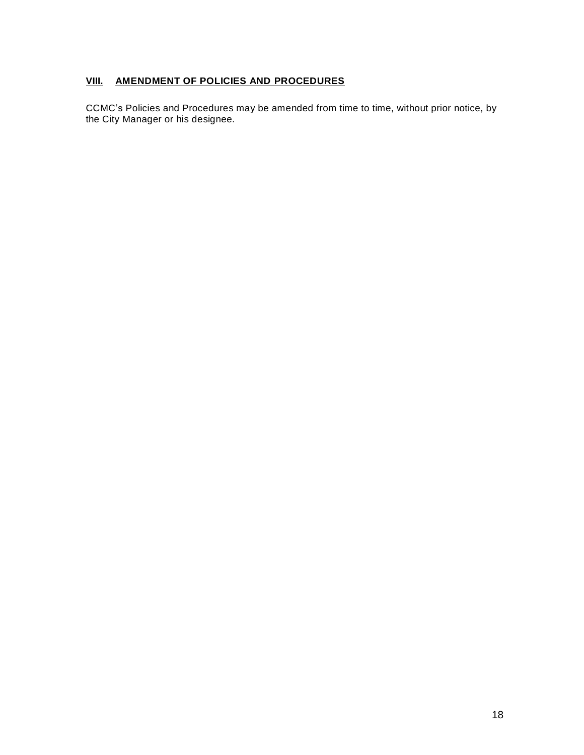## VIII. AMENDMENT OF POLICIES AND PROCEDURES

CCMC's Policies and Procedures may be amended from time to time, without prior notice, by the City Manager or his designee.